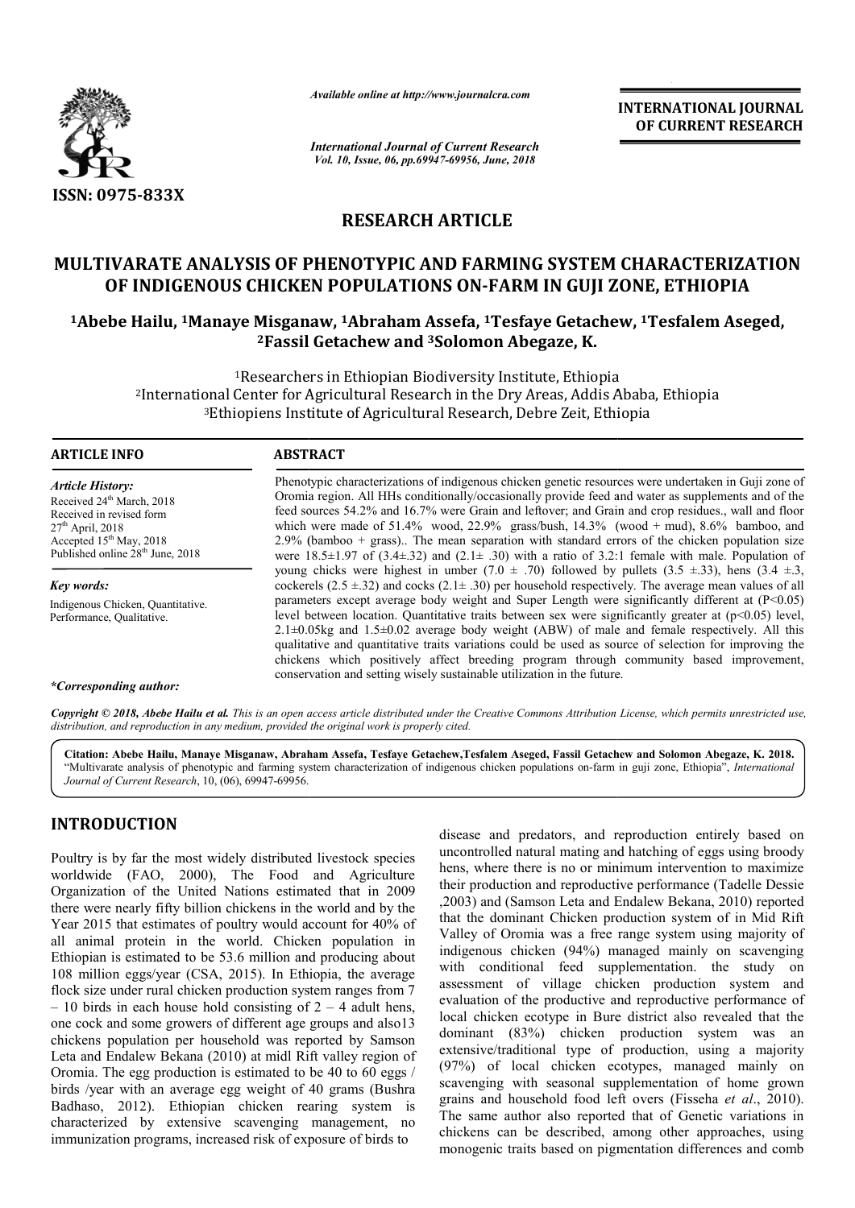ISSN: 0975-833X

*Available online at http://www.journalcra.com*

*International Journal of Current Research*
*Vol. 10, Issue, 06, pp.69947-69956, June, 2018*

**INTERNATIONAL JOURNAL OF CURRENT RESEARCH**

## RESEARCH ARTICLE

# MULTIVARATE ANALYSIS OF PHENOTYPIC AND FARMING SYSTEM CHARACTERIZATION OF INDIGENOUS CHICKEN POPULATIONS ON-FARM IN GUJI ZONE, ETHIOPIA

**[1]Abebe Hailu, [1]Manaye Misganaw, [1]Abraham Assefa, [1]Tesfaye Getachew, [1]Tesfalem Aseged, [2]Fassil Getachew and [3]Solomon Abegaze, K.**

[1]Researchers in Ethiopian Biodiversity Institute, Ethiopia
[2]International Center for Agricultural Research in the Dry Areas, Addis Ababa, Ethiopia
[3]Ethiopiens Institute of Agricultural Research, Debre Zeit, Ethiopia

**ARTICLE INFO**

*Article History:*
Received 24th March, 2018
Received in revised form 27th April, 2018
Accepted 15th May, 2018
Published online 28th June, 2018

*Key words:*
Indigenous Chicken, Quantitative. Performance, Qualitative.

*\*Corresponding author:*

**ABSTRACT**

Phenotypic characterizations of indigenous chicken genetic resources were undertaken in Guji zone of Oromia region. All HHs conditionally/occasionally provide feed and water as supplements and of the feed sources 54.2% and 16.7% were Grain and leftover; and Grain and crop residues., wall and floor which were made of 51.4% wood, 22.9% grass/bush, 14.3% (wood + mud), 8.6% bamboo, and 2.9% (bamboo + grass).. The mean separation with standard errors of the chicken population size were 18.5±1.97 of (3.4±.32) and (2.1± .30) with a ratio of 3.2:1 female with male. Population of young chicks were highest in umber (7.0 ± .70) followed by pullets (3.5 ±.33), hens (3.4 ±.3, cockerels (2.5 ±.32) and cocks (2.1± .30) per household respectively. The average mean values of all parameters except average body weight and Super Length were significantly different at (P<0.05) level between location. Quantitative traits between sex were significantly greater at (p<0.05) level, 2.1±0.05kg and 1.5±0.02 average body weight (ABW) of male and female respectively. All this qualitative and quantitative traits variations could be used as source of selection for improving the chickens which positively affect breeding program through community based improvement, conservation and setting wisely sustainable utilization in the future.

*Copyright © 2018, Abebe Hailu et al. This is an open access article distributed under the Creative Commons Attribution License, which permits unrestricted use, distribution, and reproduction in any medium, provided the original work is properly cited.*

**Citation: Abebe Hailu, Manaye Misganaw, Abraham Assefa, Tesfaye Getachew,Tesfalem Aseged, Fassil Getachew and Solomon Abegaze, K. 2018.** "Multivarate analysis of phenotypic and farming system characterization of indigenous chicken populations on-farm in guji zone, Ethiopia", *International Journal of Current Research*, 10, (06), 69947-69956.

## INTRODUCTION

Poultry is by far the most widely distributed livestock species worldwide (FAO, 2000), The Food and Agriculture Organization of the United Nations estimated that in 2009 there were nearly fifty billion chickens in the world and by the Year 2015 that estimates of poultry would account for 40% of all animal protein in the world. Chicken population in Ethiopian is estimated to be 53.6 million and producing about 108 million eggs/year (CSA, 2015). In Ethiopia, the average flock size under rural chicken production system ranges from 7 – 10 birds in each house hold consisting of 2 – 4 adult hens, one cock and some growers of different age groups and also13 chickens population per household was reported by Samson Leta and Endalew Bekana (2010) at midl Rift valley region of Oromia. The egg production is estimated to be 40 to 60 eggs / birds /year with an average egg weight of 40 grams (Bushra Badhaso, 2012). Ethiopian chicken rearing system is characterized by extensive scavenging management, no immunization programs, increased risk of exposure of birds to disease and predators, and reproduction entirely based on uncontrolled natural mating and hatching of eggs using broody hens, where there is no or minimum intervention to maximize their production and reproductive performance (Tadelle Dessie ,2003) and (Samson Leta and Endalew Bekana, 2010) reported that the dominant Chicken production system of in Mid Rift Valley of Oromia was a free range system using majority of indigenous chicken (94%) managed mainly on scavenging with conditional feed supplementation. the study on assessment of village chicken production system and evaluation of the productive and reproductive performance of local chicken ecotype in Bure district also revealed that the dominant (83%) chicken production system was an extensive/traditional type of production, using a majority (97%) of local chicken ecotypes, managed mainly on scavenging with seasonal supplementation of home grown grains and household food left overs (Fisseha *et al*., 2010). The same author also reported that of Genetic variations in chickens can be described, among other approaches, using monogenic traits based on pigmentation differences and comb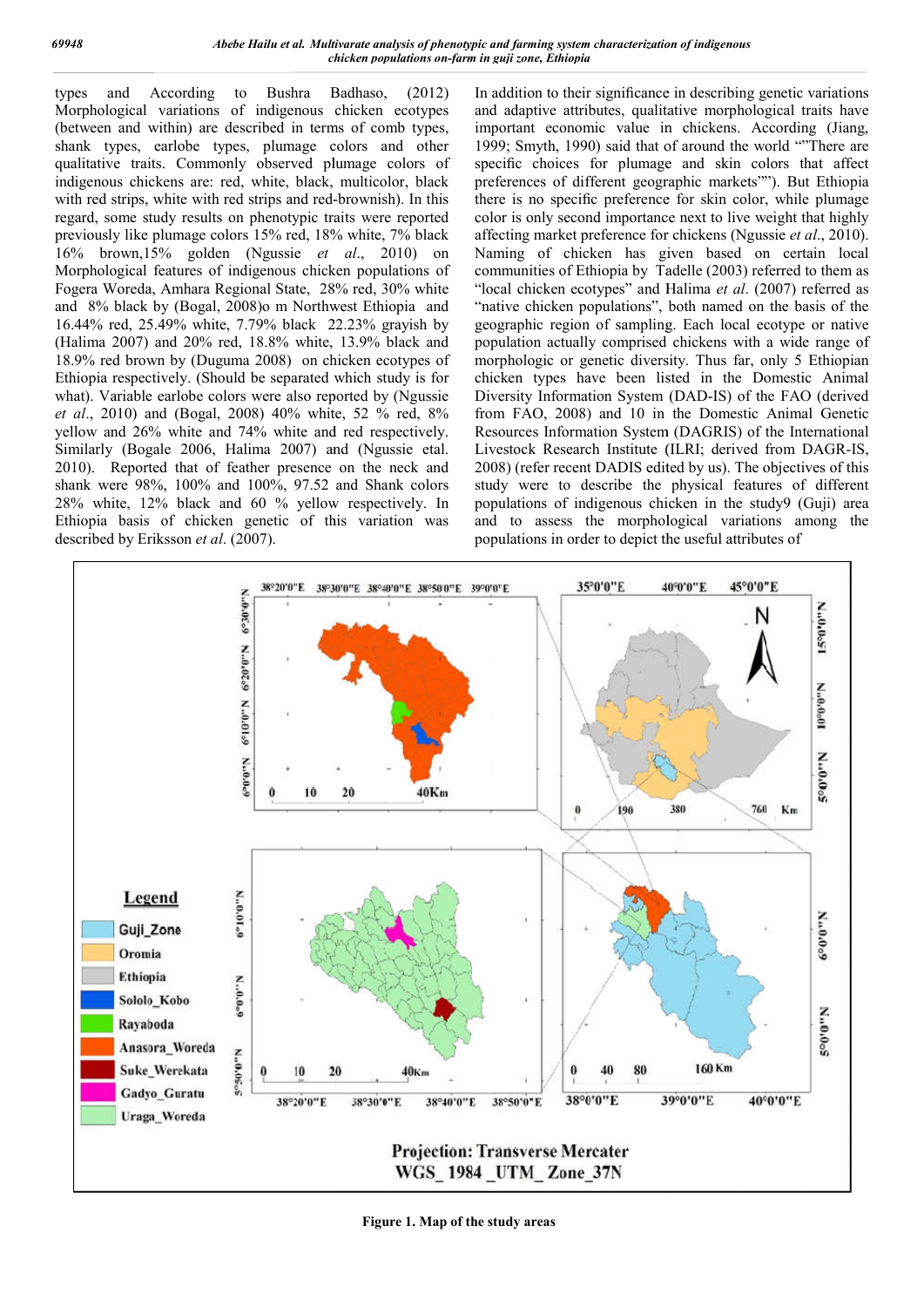types and According to Bushra Badhaso, (2012) Morphological variations of indigenous chicken ecotypes (between and within) are described in terms of comb types, shank types, earlobe types, plumage colors and other qualitative traits. Commonly observed plumage colors of indigenous chickens are: red, white, black, multicolor, black with red strips, white with red strips and red-brownish). In this regard, some study results on phenotypic traits were reported previously like plumage colors 15% red, 18% white, 7% black 16% brown,15% golden (Ngussie *et al*., 2010) on Morphological features of indigenous chicken populations of Fogera Woreda, Amhara Regional State, 28% red, 30% white and 8% black by (Bogal, 2008)o m Northwest Ethiopia and 16.44% red, 25.49% white, 7.79% black 22.23% grayish by (Halima 2007) and 20% red, 18.8% white, 13.9% black and 18.9% red brown by (Duguma 2008) on chicken ecotypes of Ethiopia respectively. (Should be separated which study is for what). Variable earlobe colors were also reported by (Ngussie *et al*., 2010) and (Bogal, 2008) 40% white, 52 % red, 8% yellow and 26% white and 74% white and red respectively. Similarly (Bogale 2006, Halima 2007) and (Ngussie etal. 2010). Reported that of feather presence on the neck and shank were 98%, 100% and 100%, 97.52 and Shank colors 28% white, 12% black and 60 % yellow respectively. In Ethiopia basis of chicken genetic of this variation was described by Eriksson *et al*. (2007).

In addition to their significance in describing genetic variations and adaptive attributes, qualitative morphological traits have important economic value in chickens. According (Jiang, 1999; Smyth, 1990) said that of around the world ""There are specific choices for plumage and skin colors that affect preferences of different geographic markets""). But Ethiopia there is no specific preference for skin color, while plumage color is only second importance next to live weight that highly affecting market preference for chickens (Ngussie *et al*., 2010). Naming of chicken has given based on certain local communities of Ethiopia by Tadelle (2003) referred to them as "local chicken ecotypes" and Halima *et al*. (2007) referred as "native chicken populations", both named on the basis of the geographic region of sampling. Each local ecotype or native population actually comprised chickens with a wide range of morphologic or genetic diversity. Thus far, only 5 Ethiopian chicken types have been listed in the Domestic Animal Diversity Information System (DAD-IS) of the FAO (derived from FAO, 2008) and 10 in the Domestic Animal Genetic Resources Information System (DAGRIS) of the International Livestock Research Institute (ILRI; derived from DAGR-IS, 2008) (refer recent DADIS edited by us). The objectives of this study were to describe the physical features of different populations of indigenous chicken in the study9 (Guji) area and to assess the morphological variations among the populations in order to depict the useful attributes of

**Figure 1. Map of the study areas**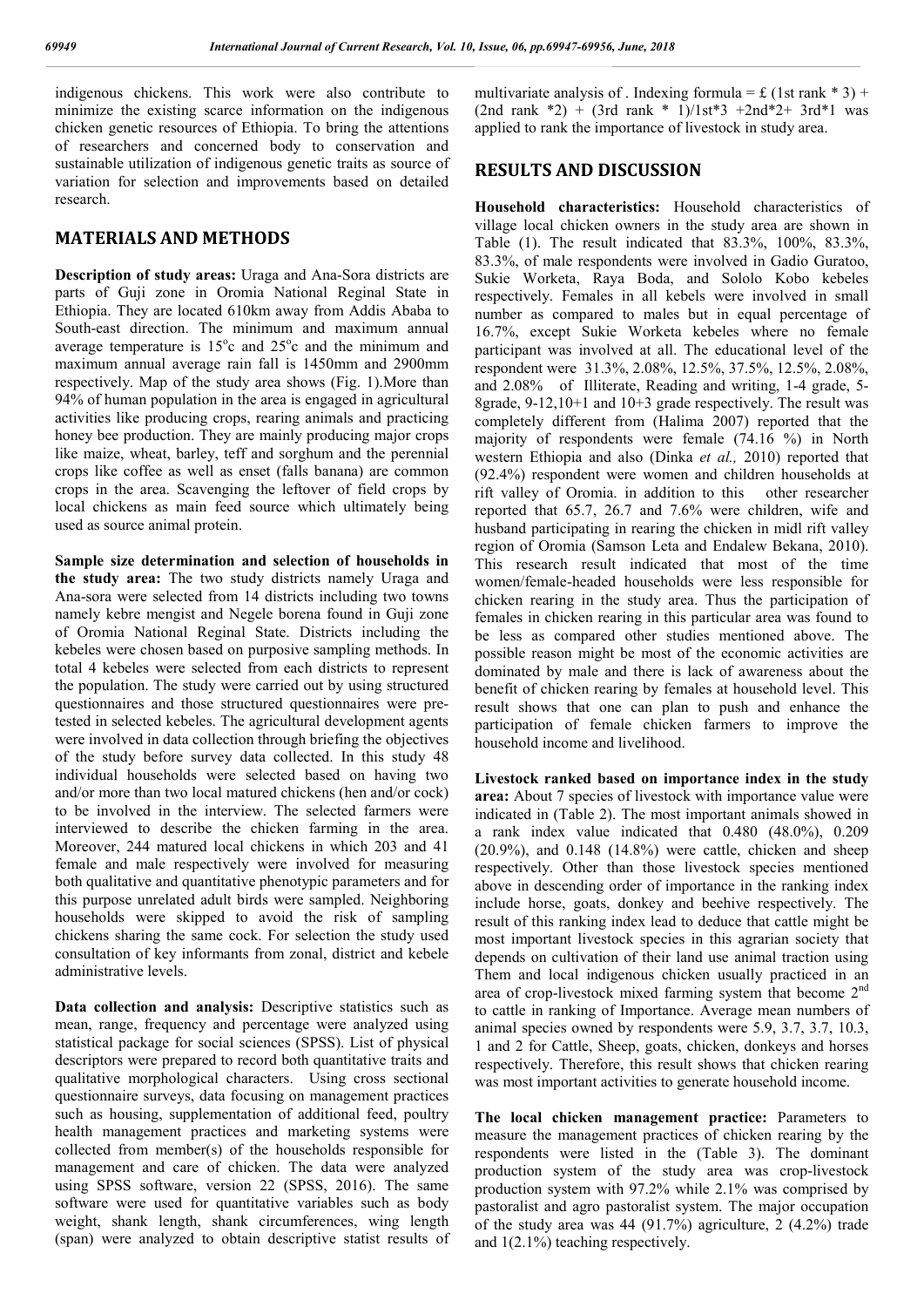indigenous chickens. This work were also contribute to minimize the existing scarce information on the indigenous chicken genetic resources of Ethiopia. To bring the attentions of researchers and concerned body to conservation and sustainable utilization of indigenous genetic traits as source of variation for selection and improvements based on detailed research.

## MATERIALS AND METHODS

**Description of study areas:** Uraga and Ana-Sora districts are parts of Guji zone in Oromia National Reginal State in Ethiopia. They are located 610km away from Addis Ababa to South-east direction. The minimum and maximum annual average temperature is 15$^{o}$c and 25$^{o}$c and the minimum and maximum annual average rain fall is 1450mm and 2900mm respectively. Map of the study area shows (Fig. 1).More than 94% of human population in the area is engaged in agricultural activities like producing crops, rearing animals and practicing honey bee production. They are mainly producing major crops like maize, wheat, barley, teff and sorghum and the perennial crops like coffee as well as enset (falls banana) are common crops in the area. Scavenging the leftover of field crops by local chickens as main feed source which ultimately being used as source animal protein.

**Sample size determination and selection of households in the study area:** The two study districts namely Uraga and Ana-sora were selected from 14 districts including two towns namely kebre mengist and Negele borena found in Guji zone of Oromia National Reginal State. Districts including the kebeles were chosen based on purposive sampling methods. In total 4 kebeles were selected from each districts to represent the population. The study were carried out by using structured questionnaires and those structured questionnaires were pre-tested in selected kebeles. The agricultural development agents were involved in data collection through briefing the objectives of the study before survey data collected. In this study 48 individual households were selected based on having two and/or more than two local matured chickens (hen and/or cock) to be involved in the interview. The selected farmers were interviewed to describe the chicken farming in the area. Moreover, 244 matured local chickens in which 203 and 41 female and male respectively were involved for measuring both qualitative and quantitative phenotypic parameters and for this purpose unrelated adult birds were sampled. Neighboring households were skipped to avoid the risk of sampling chickens sharing the same cock. For selection the study used consultation of key informants from zonal, district and kebele administrative levels.

**Data collection and analysis:** Descriptive statistics such as mean, range, frequency and percentage were analyzed using statistical package for social sciences (SPSS). List of physical descriptors were prepared to record both quantitative traits and qualitative morphological characters. Using cross sectional questionnaire surveys, data focusing on management practices such as housing, supplementation of additional feed, poultry health management practices and marketing systems were collected from member(s) of the households responsible for management and care of chicken. The data were analyzed using SPSS software, version 22 (SPSS, 2016). The same software were used for quantitative variables such as body weight, shank length, shank circumferences, wing length (span) were analyzed to obtain descriptive statist results of multivariate analysis of . Indexing formula = £ (1st rank * 3) + (2nd rank *2) + (3rd rank * 1)/1st*3 +2nd*2+ 3rd*1 was applied to rank the importance of livestock in study area.

## RESULTS AND DISCUSSION

**Household characteristics:** Household characteristics of village local chicken owners in the study area are shown in Table (1). The result indicated that 83.3%, 100%, 83.3%, 83.3%, of male respondents were involved in Gadio Guratoo, Sukie Worketa, Raya Boda, and Sololo Kobo kebeles respectively. Females in all kebels were involved in small number as compared to males but in equal percentage of 16.7%, except Sukie Worketa kebeles where no female participant was involved at all. The educational level of the respondent were 31.3%, 2.08%, 12.5%, 37.5%, 12.5%, 2.08%, and 2.08% of Illiterate, Reading and writing, 1-4 grade, 5-8grade, 9-12,10+1 and 10+3 grade respectively. The result was completely different from (Halima 2007) reported that the majority of respondents were female (74.16 %) in North western Ethiopia and also (Dinka *et al.,* 2010) reported that (92.4%) respondent were women and children households at rift valley of Oromia. in addition to this other researcher reported that 65.7, 26.7 and 7.6% were children, wife and husband participating in rearing the chicken in midl rift valley region of Oromia (Samson Leta and Endalew Bekana, 2010). This research result indicated that most of the time women/female-headed households were less responsible for chicken rearing in the study area. Thus the participation of females in chicken rearing in this particular area was found to be less as compared other studies mentioned above. The possible reason might be most of the economic activities are dominated by male and there is lack of awareness about the benefit of chicken rearing by females at household level. This result shows that one can plan to push and enhance the participation of female chicken farmers to improve the household income and livelihood.

**Livestock ranked based on importance index in the study area:** About 7 species of livestock with importance value were indicated in (Table 2). The most important animals showed in a rank index value indicated that 0.480 (48.0%), 0.209 (20.9%), and 0.148 (14.8%) were cattle, chicken and sheep respectively. Other than those livestock species mentioned above in descending order of importance in the ranking index include horse, goats, donkey and beehive respectively. The result of this ranking index lead to deduce that cattle might be most important livestock species in this agrarian society that depends on cultivation of their land use animal traction using Them and local indigenous chicken usually practiced in an area of crop-livestock mixed farming system that become 2$^{nd}$ to cattle in ranking of Importance. Average mean numbers of animal species owned by respondents were 5.9, 3.7, 3.7, 10.3, 1 and 2 for Cattle, Sheep, goats, chicken, donkeys and horses respectively. Therefore, this result shows that chicken rearing was most important activities to generate household income.

**The local chicken management practice:** Parameters to measure the management practices of chicken rearing by the respondents were listed in the (Table 3). The dominant production system of the study area was crop-livestock production system with 97.2% while 2.1% was comprised by pastoralist and agro pastoralist system. The major occupation of the study area was 44 (91.7%) agriculture, 2 (4.2%) trade and 1(2.1%) teaching respectively.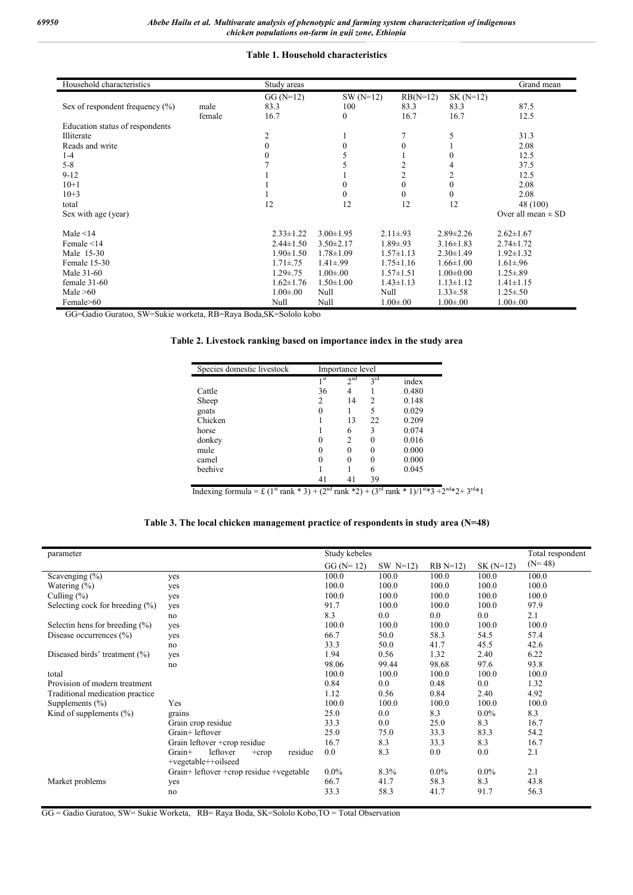**Table 1. Household characteristics**

| Household characteristics | | Study areas | | | | Grand mean |
|---|---|---|---|---|---|---|
| | | GG (N=12) | SW (N=12) | RB(N=12) | SK (N=12) | |
| Sex of respondent frequency (%) | male | 83.3 | 100 | 83.3 | 83.3 | 87.5 |
| | female | 16.7 | 0 | 16.7 | 16.7 | 12.5 |
| Education status of respondents | | | | | | |
| Illiterate | | 2 | 1 | 7 | 5 | 31.3 |
| Reads and write | | 0 | 0 | 0 | 1 | 2.08 |
| 1-4 | | 0 | 5 | 1 | 0 | 12.5 |
| 5-8 | | 7 | 5 | 2 | 4 | 37.5 |
| 9-12 | | 1 | 1 | 2 | 2 | 12.5 |
| 10+1 | | 1 | 0 | 0 | 0 | 2.08 |
| 10+3 | | 1 | 0 | 0 | 0 | 2.08 |
| total | | 12 | 12 | 12 | 12 | 48 (100) |
| Sex with age (year) | | | | | | Over all mean ± SD |
| Male <14 | | 2.33±1.22 | 3.00±1.95 | 2.11±.93 | 2.89±2.26 | 2.62±1.67 |
| Female <14 | | 2.44±1.50 | 3.50±2.17 | 1.89±.93 | 3.16±1.83 | 2.74±1.72 |
| Male 15-30 | | 1.90±1.50 | 1.78±1.09 | 1.57±1.13 | 2.30±1.49 | 1.92±1.32 |
| Female 15-30 | | 1.71±.75 | 1.41±.99 | 1.75±1.16 | 1.66±1.00 | 1.61±.96 |
| Male 31-60 | | 1.29±.75 | 1.00±.00 | 1.57±1.51 | 1.00±0.00 | 1.25±.89 |
| female 31-60 | | 1.62±1.76 | 1.50±1.00 | 1.43±1.13 | 1.13±1.12 | 1.41±1.15 |
| Male >60 | | 1.00±.00 | Null | Null | 1.33±.58 | 1.25±.50 |
| Female>60 | | Null | Null | 1.00±.00 | 1.00±.00 | 1.00±.00 |

GG=Gadio Guratoo, SW=Sukie worketa, RB=Raya Boda,SK=Sololo kobo

**Table 2. Livestock ranking based on importance index in the study area**

| Species domestic livestock | Importance level | | | |
|---|---|---|---|---|
| | 1st | 2nd | 3rd | index |
| Cattle | 36 | 4 | 1 | 0.480 |
| Sheep | 2 | 14 | 2 | 0.148 |
| goats | 0 | 1 | 5 | 0.029 |
| Chicken | 1 | 13 | 22 | 0.209 |
| horse | 1 | 6 | 3 | 0.074 |
| donkey | 0 | 2 | 0 | 0.016 |
| mule | 0 | 0 | 0 | 0.000 |
| camel | 0 | 0 | 0 | 0.000 |
| beehive | 1 | 1 | 6 | 0.045 |
| | 41 | 41 | 39 | |

Indexing formula = £ (1st rank * 3) + (2nd rank *2) + (3rd rank * 1)/1st*3 +2nd*2+ 3rd*1

**Table 3. The local chicken management practice of respondents in study area (N=48)**

| parameter | | Study kebeles | | | | Total respondent |
|---|---|---|---|---|---|---|
| | | GG (N= 12) | SW N=12) | RB N=12) | SK (N=12) | (N= 48) |
| Scavenging (%) | yes | 100.0 | 100.0 | 100.0 | 100.0 | 100.0 |
| Watering (%) | yes | 100.0 | 100.0 | 100.0 | 100.0 | 100.0 |
| Culling (%) | yes | 100.0 | 100.0 | 100.0 | 100.0 | 100.0 |
| Selecting cock for breeding (%) | yes | 91.7 | 100.0 | 100.0 | 100.0 | 97.9 |
| | no | 8.3 | 0.0 | 0.0 | 0.0 | 2.1 |
| Selectin hens for breeding (%) | yes | 100.0 | 100.0 | 100.0 | 100.0 | 100.0 |
| Disease occurrences (%) | yes | 66.7 | 50.0 | 58.3 | 54.5 | 57.4 |
| | no | 33.3 | 50.0 | 41.7 | 45.5 | 42.6 |
| Diseased birds' treatment (%) | yes | 1.94 | 0.56 | 1.32 | 2.40 | 6.22 |
| | no | 98.06 | 99.44 | 98.68 | 97.6 | 93.8 |
| total | | 100.0 | 100.0 | 100.0 | 100.0 | 100.0 |
| Provision of modern treatment | | 0.84 | 0.0 | 0.48 | 0.0 | 1.32 |
| Traditional medication practice | | 1.12 | 0.56 | 0.84 | 2.40 | 4.92 |
| Supplements (%) | Yes | 100.0 | 100.0 | 100.0 | 100.0 | 100.0 |
| Kind of supplements (%) | grains | 25.0 | 0.0 | 8.3 | 0.0% | 8.3 |
| | Grain crop residue | 33.3 | 0.0 | 25.0 | 8.3 | 16.7 |
| | Grain+ leftover | 25.0 | 75.0 | 33.3 | 83.3 | 54.2 |
| | Grain leftover +crop residue | 16.7 | 8.3 | 33.3 | 8.3 | 16.7 |
| | Grain+ leftover +crop residue +vegetable++oilseed | 0.0 | 8.3 | 0.0 | 0.0 | 2.1 |
| | Grain+ leftover +crop residue +vegetable | 0.0% | 8.3% | 0.0% | 0.0% | 2.1 |
| Market problems | yes | 66.7 | 41.7 | 58.3 | 8.3 | 43.8 |
| | no | 33.3 | 58.3 | 41.7 | 91.7 | 56.3 |

GG = Gadio Guratoo, SW= Sukie Worketa, RB= Raya Boda, SK=Sololo Kobo,TO = Total Observation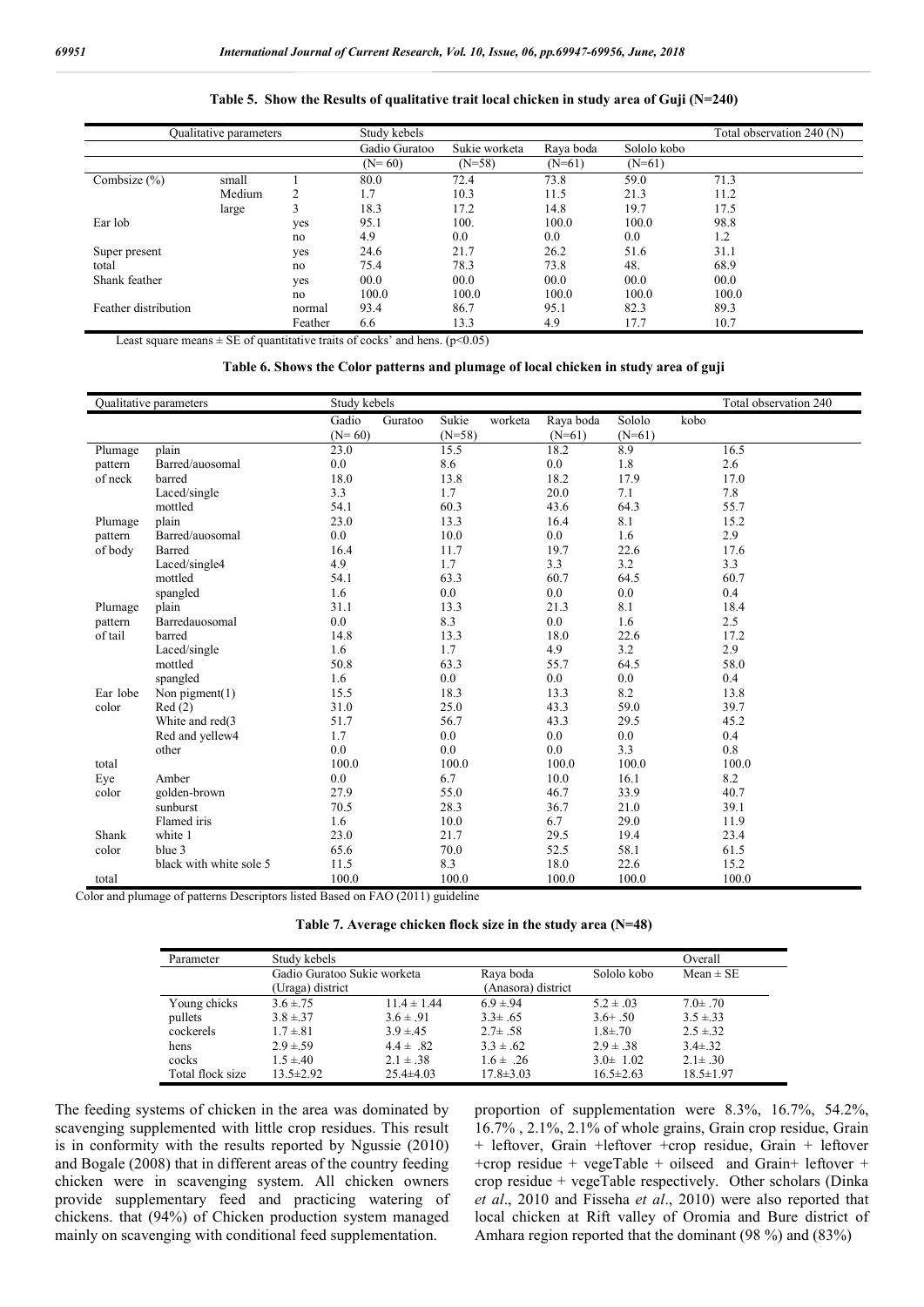**Table 5. Show the Results of qualitative trait local chicken in study area of Guji (N=240)**

| Qualitative parameters | | | Study kebels | | | | Total observation 240 (N) |
|---|---|---|---|---|---|---|---|
| | | | Gadio Guratoo | Sukie worketa | Raya boda | Sololo kobo | |
| | | | (N= 60) | (N=58) | (N=61) | (N=61) | |
| Combsize (%) | small | 1 | 80.0 | 72.4 | 73.8 | 59.0 | 71.3 |
| | Medium | 2 | 1.7 | 10.3 | 11.5 | 21.3 | 11.2 |
| | large | 3 | 18.3 | 17.2 | 14.8 | 19.7 | 17.5 |
| Ear lob | | yes | 95.1 | 100. | 100.0 | 100.0 | 98.8 |
| | | no | 4.9 | 0.0 | 0.0 | 0.0 | 1.2 |
| Super present | | yes | 24.6 | 21.7 | 26.2 | 51.6 | 31.1 |
| total | | no | 75.4 | 78.3 | 73.8 | 48. | 68.9 |
| Shank feather | | yes | 00.0 | 00.0 | 00.0 | 00.0 | 00.0 |
| | | no | 100.0 | 100.0 | 100.0 | 100.0 | 100.0 |
| Feather distribution | | normal | 93.4 | 86.7 | 95.1 | 82.3 | 89.3 |
| | | Feather | 6.6 | 13.3 | 4.9 | 17.7 | 10.7 |

Least square means ± SE of quantitative traits of cocks' and hens. (p<0.05)

**Table 6. Shows the Color patterns and plumage of local chicken in study area of guji**

| Qualitative parameters | | Study kebels | | | | Total observation 240 |
|---|---|---|---|---|---|---|
| | | Gadio Guratoo (N= 60) | Sukie worketa (N=58) | Raya boda (N=61) | Sololo kobo (N=61) | |
| Plumage pattern of neck | plain | 23.0 | 15.5 | 18.2 | 8.9 | 16.5 |
| | Barred/auosomal | 0.0 | 8.6 | 0.0 | 1.8 | 2.6 |
| | barred | 18.0 | 13.8 | 18.2 | 17.9 | 17.0 |
| | Laced/single | 3.3 | 1.7 | 20.0 | 7.1 | 7.8 |
| | mottled | 54.1 | 60.3 | 43.6 | 64.3 | 55.7 |
| Plumage pattern of body | plain | 23.0 | 13.3 | 16.4 | 8.1 | 15.2 |
| | Barred/auosomal | 0.0 | 10.0 | 0.0 | 1.6 | 2.9 |
| | Barred | 16.4 | 11.7 | 19.7 | 22.6 | 17.6 |
| | Laced/single4 | 4.9 | 1.7 | 3.3 | 3.2 | 3.3 |
| | mottled | 54.1 | 63.3 | 60.7 | 64.5 | 60.7 |
| | spangled | 1.6 | 0.0 | 0.0 | 0.0 | 0.4 |
| Plumage pattern of tail | plain | 31.1 | 13.3 | 21.3 | 8.1 | 18.4 |
| | Barredauosomal | 0.0 | 8.3 | 0.0 | 1.6 | 2.5 |
| | barred | 14.8 | 13.3 | 18.0 | 22.6 | 17.2 |
| | Laced/single | 1.6 | 1.7 | 4.9 | 3.2 | 2.9 |
| | mottled | 50.8 | 63.3 | 55.7 | 64.5 | 58.0 |
| | spangled | 1.6 | 0.0 | 0.0 | 0.0 | 0.4 |
| Ear lobe color | Non pigment(1) | 15.5 | 18.3 | 13.3 | 8.2 | 13.8 |
| | Red (2) | 31.0 | 25.0 | 43.3 | 59.0 | 39.7 |
| | White and red(3 | 51.7 | 56.7 | 43.3 | 29.5 | 45.2 |
| | Red and yellew4 | 1.7 | 0.0 | 0.0 | 0.0 | 0.4 |
| | other | 0.0 | 0.0 | 0.0 | 3.3 | 0.8 |
| total | | 100.0 | 100.0 | 100.0 | 100.0 | 100.0 |
| Eye color | Amber | 0.0 | 6.7 | 10.0 | 16.1 | 8.2 |
| | golden-brown | 27.9 | 55.0 | 46.7 | 33.9 | 40.7 |
| | sunburst | 70.5 | 28.3 | 36.7 | 21.0 | 39.1 |
| | Flamed iris | 1.6 | 10.0 | 6.7 | 29.0 | 11.9 |
| Shank color | white 1 | 23.0 | 21.7 | 29.5 | 19.4 | 23.4 |
| | blue 3 | 65.6 | 70.0 | 52.5 | 58.1 | 61.5 |
| | black with white sole 5 | 11.5 | 8.3 | 18.0 | 22.6 | 15.2 |
| total | | 100.0 | 100.0 | 100.0 | 100.0 | 100.0 |

Color and plumage of patterns Descriptors listed Based on FAO (2011) guideline

**Table 7. Average chicken flock size in the study area (N=48)**

| Parameter | Study kebels | | | | Overall |
|---|---|---|---|---|---|
| | Gadio Guratoo | Sukie worketa | Raya boda | Sololo kobo | Mean ± SE |
| | (Uraga) district | | (Anasora) district | | |
| Young chicks | 3.6 ±.75 | 11.4 ± 1.44 | 6.9 ±.94 | 5.2 ± .03 | 7.0± .70 |
| pullets | 3.8 ±.37 | 3.6 ± .91 | 3.3± .65 | 3.6+ .50 | 3.5 ±.33 |
| cockerels | 1.7 ±.81 | 3.9 ±.45 | 2.7± .58 | 1.8±.70 | 2.5 ±.32 |
| hens | 2.9 ±.59 | 4.4 ± .82 | 3.3 ± .62 | 2.9 ± .38 | 3.4±.32 |
| cocks | 1.5 ±.40 | 2.1 ± .38 | 1.6 ± .26 | 3.0± 1.02 | 2.1± .30 |
| Total flock size | 13.5±2.92 | 25.4±4.03 | 17.8±3.03 | 16.5±2.63 | 18.5±1.97 |

The feeding systems of chicken in the area was dominated by scavenging supplemented with little crop residues. This result is in conformity with the results reported by Ngussie (2010) and Bogale (2008) that in different areas of the country feeding chicken were in scavenging system. All chicken owners provide supplementary feed and practicing watering of chickens. that (94%) of Chicken production system managed mainly on scavenging with conditional feed supplementation. proportion of supplementation were 8.3%, 16.7%, 54.2%, 16.7% , 2.1%, 2.1% of whole grains, Grain crop residue, Grain + leftover, Grain +leftover +crop residue, Grain + leftover +crop residue + vegeTable + oilseed and Grain+ leftover + crop residue + vegeTable respectively. Other scholars (Dinka *et al*., 2010 and Fisseha *et al*., 2010) were also reported that local chicken at Rift valley of Oromia and Bure district of Amhara region reported that the dominant (98 %) and (83%)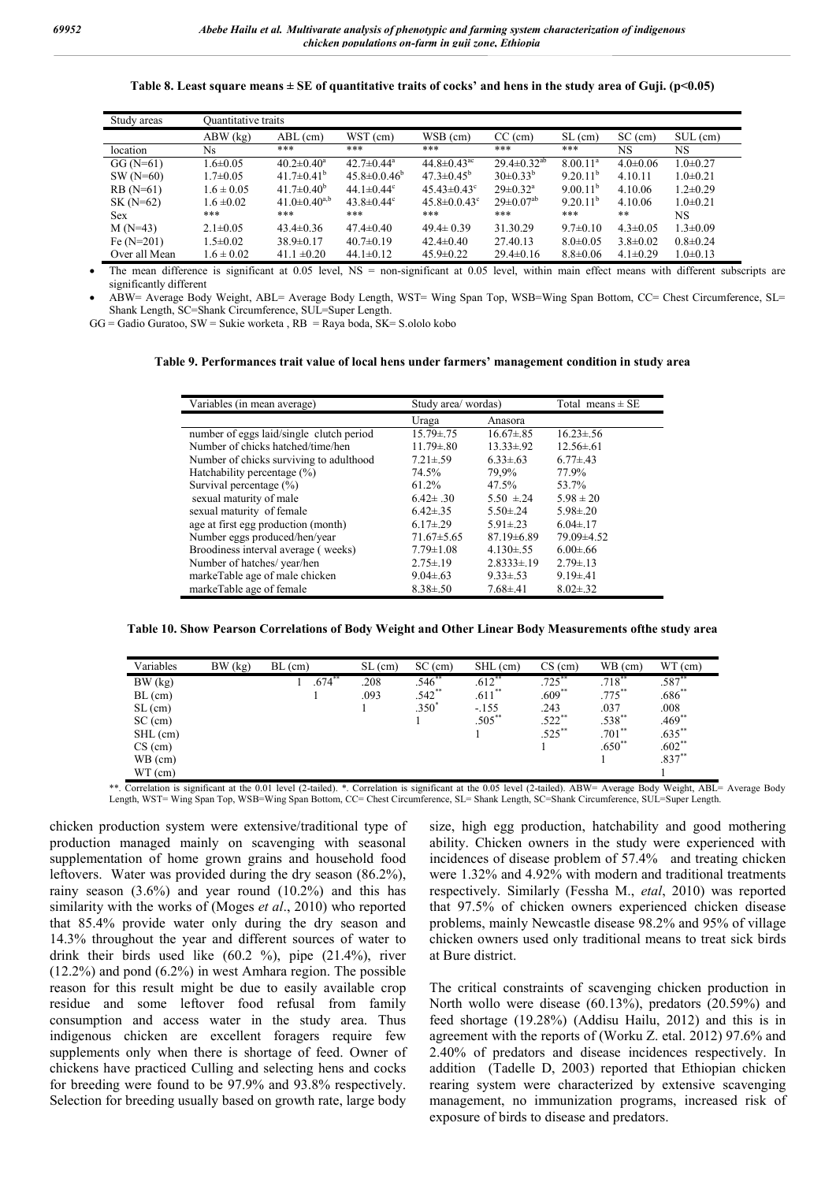**Table 8. Least square means ± SE of quantitative traits of cocks' and hens in the study area of Guji. (p<0.05)**

| Study areas | Quantitative traits | | | | | | | |
|---|---|---|---|---|---|---|---|---|
| | ABW (kg) | ABL (cm) | WST (cm) | WSB (cm) | CC (cm) | SL (cm) | SC (cm) | SUL (cm) |
| location | Ns | *** | *** | *** | *** | *** | NS | NS |
| GG (N=61) | 1.6±0.05 | 40.2±0.40[a] | 42.7±0.44[a] | 44.8±0.43[ac] | 29.4±0.32[ab] | 8.00.11[a] | 4.0±0.06 | 1.0±0.27 |
| SW (N=60) | 1.7±0.05 | 41.7±0.41[b] | 45.8±0.0.46[b] | 47.3±0.45[b] | 30±0.33[b] | 9.20.11[b] | 4.10.11 | 1.0±0.21 |
| RB (N=61) | 1.6 ± 0.05 | 41.7±0.40[b] | 44.1±0.44[c] | 45.43±0.43[c] | 29±0.32[a] | 9.00.11[b] | 4.10.06 | 1.2±0.29 |
| SK (N=62) | 1.6 ±0.02 | 41.0±0.40[a,b] | 43.8±0.44[c] | 45.8±0.0.43[c] | 29±0.07[ab] | 9.20.11[b] | 4.10.06 | 1.0±0.21 |
| Sex | *** | *** | *** | *** | *** | *** | ** | NS |
| M (N=43) | 2.1±0.05 | 43.4±0.36 | 47.4±0.40 | 49.4± 0.39 | 31.30.29 | 9.7±0.10 | 4.3±0.05 | 1.3±0.09 |
| Fe (N=201) | 1.5±0.02 | 38.9±0.17 | 40.7±0.19 | 42.4±0.40 | 27.40.13 | 8.0±0.05 | 3.8±0.02 | 0.8±0.24 |
| Over all Mean | 1.6 ± 0.02 | 41.1 ±0.20 | 44.1±0.12 | 45.9±0.22 | 29.4±0.16 | 8.8±0.06 | 4.1±0.29 | 1.0±0.13 |

- The mean difference is significant at 0.05 level, NS = non-significant at 0.05 level, within main effect means with different subscripts are significantly different
- ABW= Average Body Weight, ABL= Average Body Length, WST= Wing Span Top, WSB=Wing Span Bottom, CC= Chest Circumference, SL= Shank Length, SC=Shank Circumference, SUL=Super Length.

GG = Gadio Guratoo, SW = Sukie worketa , RB = Raya boda, SK= S.ololo kobo

**Table 9. Performances trait value of local hens under farmers' management condition in study area**

| Variables (in mean average) | Study area/ wordas | | Total means ± SE |
|---|---|---|---|
| | Uraga | Anasora | |
| number of eggs laid/single clutch period | 15.79±.75 | 16.67±.85 | 16.23±.56 |
| Number of chicks hatched/time/hen | 11.79±.80 | 13.33±.92 | 12.56±.61 |
| Number of chicks surviving to adulthood | 7.21±.59 | 6.33±.63 | 6.77±.43 |
| Hatchability percentage (%) | 74.5% | 79.9% | 77.9% |
| Survival percentage (%) | 61.2% | 47.5% | 53.7% |
| sexual maturity of male | 6.42± .30 | 5.50 ±.24 | 5.98 ± 20 |
| sexual maturity of female | 6.42±.35 | 5.50±.24 | 5.98±.20 |
| age at first egg production (month) | 6.17±.29 | 5.91±.23 | 6.04±.17 |
| Number eggs produced/hen/year | 71.67±5.65 | 87.19±6.89 | 79.09±4.52 |
| Broodiness interval average ( weeks) | 7.79±1.08 | 4.130±.55 | 6.00±.66 |
| Number of hatches/ year/hen | 2.75±.19 | 2.8333±.19 | 2.79±.13 |
| markeTable age of male chicken | 9.04±.63 | 9.33±.53 | 9.19±.41 |
| markeTable age of female | 8.38±.50 | 7.68±.41 | 8.02±.32 |

**Table 10. Show Pearson Correlations of Body Weight and Other Linear Body Measurements ofthe study area**

| Variables | BW (kg) | BL (cm) | SL (cm) | SC (cm) | SHL (cm) | CS (cm) | WB (cm) | WT (cm) |
|---|---|---|---|---|---|---|---|---|
| BW (kg) | 1 | .674** | .208 | .546** | .612** | .725** | .718** | .587** |
| BL (cm) | | 1 | .093 | .542** | .611** | .609** | .775** | .686** |
| SL (cm) | | | 1 | .350* | -.155 | .243 | .037 | .008 |
| SC (cm) | | | | 1 | .505** | .522** | .538** | .469** |
| SHL (cm) | | | | | 1 | .525** | .701** | .635** |
| CS (cm) | | | | | | 1 | .650** | .602** |
| WB (cm) | | | | | | | 1 | .837** |
| WT (cm) | | | | | | | | 1 |

**. Correlation is significant at the 0.01 level (2-tailed). *. Correlation is significant at the 0.05 level (2-tailed). ABW= Average Body Weight, ABL= Average Body Length, WST= Wing Span Top, WSB=Wing Span Bottom, CC= Chest Circumference, SL= Shank Length, SC=Shank Circumference, SUL=Super Length.

chicken production system were extensive/traditional type of production managed mainly on scavenging with seasonal supplementation of home grown grains and household food leftovers. Water was provided during the dry season (86.2%), rainy season (3.6%) and year round (10.2%) and this has similarity with the works of (Moges *et al*., 2010) who reported that 85.4% provide water only during the dry season and 14.3% throughout the year and different sources of water to drink their birds used like (60.2 %), pipe (21.4%), river (12.2%) and pond (6.2%) in west Amhara region. The possible reason for this result might be due to easily available crop residue and some leftover food refusal from family consumption and access water in the study area. Thus indigenous chicken are excellent foragers require few supplements only when there is shortage of feed. Owner of chickens have practiced Culling and selecting hens and cocks for breeding were found to be 97.9% and 93.8% respectively. Selection for breeding usually based on growth rate, large body size, high egg production, hatchability and good mothering ability. Chicken owners in the study were experienced with incidences of disease problem of 57.4% and treating chicken were 1.32% and 4.92% with modern and traditional treatments respectively. Similarly (Fessha M., *etal*, 2010) was reported that 97.5% of chicken owners experienced chicken disease problems, mainly Newcastle disease 98.2% and 95% of village chicken owners used only traditional means to treat sick birds at Bure district.

The critical constraints of scavenging chicken production in North wollo were disease (60.13%), predators (20.59%) and feed shortage (19.28%) (Addisu Hailu, 2012) and this is in agreement with the reports of (Worku Z. etal. 2012) 97.6% and 2.40% of predators and disease incidences respectively. In addition (Tadelle D, 2003) reported that Ethiopian chicken rearing system were characterized by extensive scavenging management, no immunization programs, increased risk of exposure of birds to disease and predators.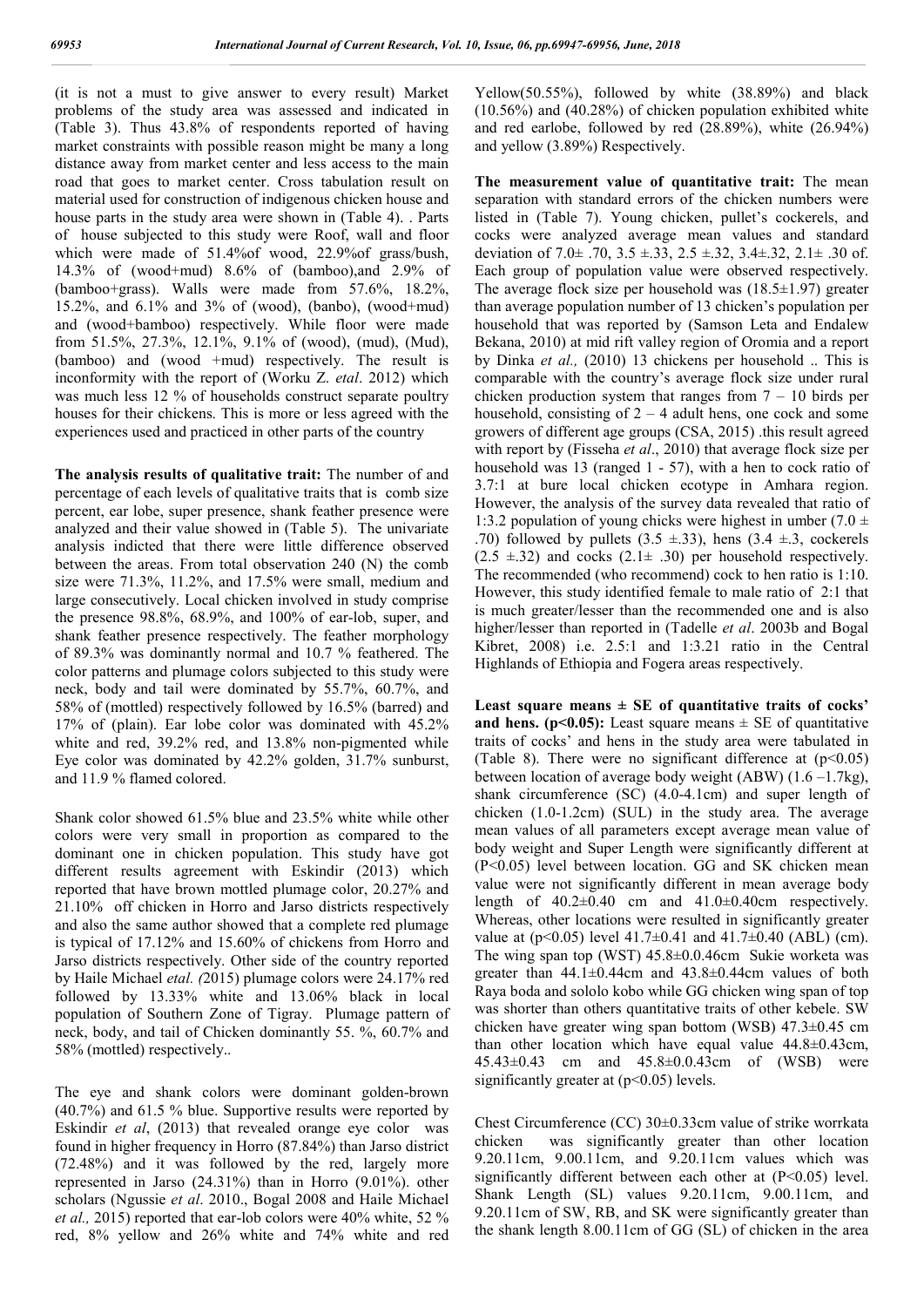(it is not a must to give answer to every result) Market problems of the study area was assessed and indicated in (Table 3). Thus 43.8% of respondents reported of having market constraints with possible reason might be many a long distance away from market center and less access to the main road that goes to market center. Cross tabulation result on material used for construction of indigenous chicken house and house parts in the study area were shown in (Table 4). . Parts of house subjected to this study were Roof, wall and floor which were made of 51.4%of wood, 22.9%of grass/bush, 14.3% of (wood+mud) 8.6% of (bamboo),and 2.9% of (bamboo+grass). Walls were made from 57.6%, 18.2%, 15.2%, and 6.1% and 3% of (wood), (banbo), (wood+mud) and (wood+bamboo) respectively. While floor were made from 51.5%, 27.3%, 12.1%, 9.1% of (wood), (mud), (Mud), (bamboo) and (wood +mud) respectively. The result is inconformity with the report of (Worku Z. *etal*. 2012) which was much less 12 % of households construct separate poultry houses for their chickens. This is more or less agreed with the experiences used and practiced in other parts of the country

**The analysis results of qualitative trait:** The number of and percentage of each levels of qualitative traits that is comb size percent, ear lobe, super presence, shank feather presence were analyzed and their value showed in (Table 5). The univariate analysis indicted that there were little difference observed between the areas. From total observation 240 (N) the comb size were 71.3%, 11.2%, and 17.5% were small, medium and large consecutively. Local chicken involved in study comprise the presence 98.8%, 68.9%, and 100% of ear-lob, super, and shank feather presence respectively. The feather morphology of 89.3% was dominantly normal and 10.7 % feathered. The color patterns and plumage colors subjected to this study were neck, body and tail were dominated by 55.7%, 60.7%, and 58% of (mottled) respectively followed by 16.5% (barred) and 17% of (plain). Ear lobe color was dominated with 45.2% white and red, 39.2% red, and 13.8% non-pigmented while Eye color was dominated by 42.2% golden, 31.7% sunburst, and 11.9 % flamed colored.

Shank color showed 61.5% blue and 23.5% white while other colors were very small in proportion as compared to the dominant one in chicken population. This study have got different results agreement with Eskindir (2013) which reported that have brown mottled plumage color, 20.27% and 21.10% off chicken in Horro and Jarso districts respectively and also the same author showed that a complete red plumage is typical of 17.12% and 15.60% of chickens from Horro and Jarso districts respectively. Other side of the country reported by Haile Michael *etal. (*2015) plumage colors were 24.17% red followed by 13.33% white and 13.06% black in local population of Southern Zone of Tigray. Plumage pattern of neck, body, and tail of Chicken dominantly 55. %, 60.7% and 58% (mottled) respectively..

The eye and shank colors were dominant golden-brown (40.7%) and 61.5 % blue. Supportive results were reported by Eskindir *et al*, (2013) that revealed orange eye color was found in higher frequency in Horro (87.84%) than Jarso district (72.48%) and it was followed by the red, largely more represented in Jarso (24.31%) than in Horro (9.01%). other scholars (Ngussie *et al*. 2010., Bogal 2008 and Haile Michael *et al.,* 2015) reported that ear-lob colors were 40% white, 52 % red, 8% yellow and 26% white and 74% white and red Yellow(50.55%), followed by white (38.89%) and black (10.56%) and (40.28%) of chicken population exhibited white and red earlobe, followed by red (28.89%), white (26.94%) and yellow (3.89%) Respectively.

**The measurement value of quantitative trait:** The mean separation with standard errors of the chicken numbers were listed in (Table 7). Young chicken, pullet's cockerels, and cocks were analyzed average mean values and standard deviation of 7.0± .70, 3.5 ±.33, 2.5 ±.32, 3.4±.32, 2.1± .30 of. Each group of population value were observed respectively. The average flock size per household was (18.5±1.97) greater than average population number of 13 chicken's population per household that was reported by (Samson Leta and Endalew Bekana, 2010) at mid rift valley region of Oromia and a report by Dinka *et al.,* (2010) 13 chickens per household .. This is comparable with the country's average flock size under rural chicken production system that ranges from 7 – 10 birds per household, consisting of 2 – 4 adult hens, one cock and some growers of different age groups (CSA, 2015) .this result agreed with report by (Fisseha *et al*., 2010) that average flock size per household was 13 (ranged 1 - 57), with a hen to cock ratio of 3.7:1 at bure local chicken ecotype in Amhara region. However, the analysis of the survey data revealed that ratio of 1:3.2 population of young chicks were highest in umber (7.0 ± .70) followed by pullets (3.5 ±.33), hens (3.4 ±.3, cockerels (2.5 ±.32) and cocks (2.1± .30) per household respectively. The recommended (who recommend) cock to hen ratio is 1:10. However, this study identified female to male ratio of 2:1 that is much greater/lesser than the recommended one and is also higher/lesser than reported in (Tadelle *et al*. 2003b and Bogal Kibret, 2008) i.e. 2.5:1 and 1:3.21 ratio in the Central Highlands of Ethiopia and Fogera areas respectively.

**Least square means ± SE of quantitative traits of cocks' and hens. ($p<0.05$):** Least square means ± SE of quantitative traits of cocks' and hens in the study area were tabulated in (Table 8). There were no significant difference at ($p<0.05$) between location of average body weight (ABW) (1.6 –1.7kg), shank circumference (SC) (4.0-4.1cm) and super length of chicken (1.0-1.2cm) (SUL) in the study area. The average mean values of all parameters except average mean value of body weight and Super Length were significantly different at ($P<0.05$) level between location. GG and SK chicken mean value were not significantly different in mean average body length of 40.2±0.40 cm and 41.0±0.40cm respectively. Whereas, other locations were resulted in significantly greater value at ($p<0.05$) level 41.7±0.41 and 41.7±0.40 (ABL) (cm). The wing span top (WST) 45.8±0.46cm Sukie worketa was greater than 44.1±0.44cm and 43.8±0.44cm values of both Raya boda and sololo kobo while GG chicken wing span of top was shorter than others quantitative traits of other kebele. SW chicken have greater wing span bottom (WSB) 47.3±0.45 cm than other location which have equal value 44.8±0.43cm, 45.43±0.43 cm and 45.8±0.0.43cm of (WSB) were significantly greater at ($p<0.05$) levels.

Chest Circumference (CC) 30±0.33cm value of strike worrkata chicken was significantly greater than other location 9.20.11cm, 9.00.11cm, and 9.20.11cm values which was significantly different between each other at ($P<0.05$) level. Shank Length (SL) values 9.20.11cm, 9.00.11cm, and 9.20.11cm of SW, RB, and SK were significantly greater than the shank length 8.00.11cm of GG (SL) of chicken in the area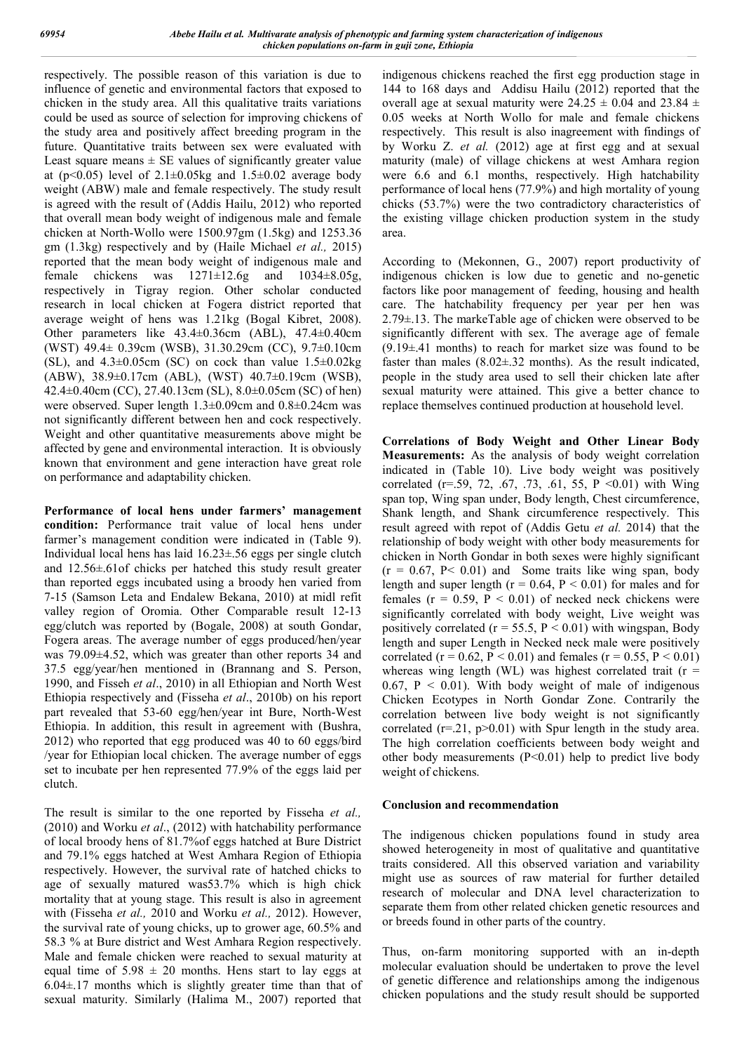respectively. The possible reason of this variation is due to influence of genetic and environmental factors that exposed to chicken in the study area. All this qualitative traits variations could be used as source of selection for improving chickens of the study area and positively affect breeding program in the future. Quantitative traits between sex were evaluated with Least square means ± SE values of significantly greater value at ($p<0.05$) level of 2.1±0.05kg and 1.5±0.02 average body weight (ABW) male and female respectively. The study result is agreed with the result of (Addis Hailu, 2012) who reported that overall mean body weight of indigenous male and female chicken at North-Wollo were 1500.97gm (1.5kg) and 1253.36 gm (1.3kg) respectively and by (Haile Michael *et al.,* 2015) reported that the mean body weight of indigenous male and female chickens was 1271±12.6g and 1034±8.05g, respectively in Tigray region. Other scholar conducted research in local chicken at Fogera district reported that average weight of hens was 1.21kg (Bogal Kibret, 2008). Other parameters like 43.4±0.36cm (ABL), 47.4±0.40cm (WST) 49.4± 0.39cm (WSB), 31.30.29cm (CC), 9.7±0.10cm (SL), and 4.3±0.05cm (SC) on cock than value 1.5±0.02kg (ABW), 38.9±0.17cm (ABL), (WST) 40.7±0.19cm (WSB), 42.4±0.40cm (CC), 27.40.13cm (SL), 8.0±0.05cm (SC) of hen) were observed. Super length 1.3±0.09cm and 0.8±0.24cm was not significantly different between hen and cock respectively. Weight and other quantitative measurements above might be affected by gene and environmental interaction. It is obviously known that environment and gene interaction have great role on performance and adaptability chicken.

**Performance of local hens under farmers' management condition:** Performance trait value of local hens under farmer's management condition were indicated in (Table 9). Individual local hens has laid 16.23±.56 eggs per single clutch and 12.56±.61of chicks per hatched this study result greater than reported eggs incubated using a broody hen varied from 7-15 (Samson Leta and Endalew Bekana, 2010) at midl refit valley region of Oromia. Other Comparable result 12-13 egg/clutch was reported by (Bogale, 2008) at south Gondar, Fogera areas. The average number of eggs produced/hen/year was 79.09±4.52, which was greater than other reports 34 and 37.5 egg/year/hen mentioned in (Brannang and S. Person, 1990, and Fisseh *et al*., 2010) in all Ethiopian and North West Ethiopia respectively and (Fisseha *et al*., 2010b) on his report part revealed that 53-60 egg/hen/year int Bure, North-West Ethiopia. In addition, this result in agreement with (Bushra, 2012) who reported that egg produced was 40 to 60 eggs/bird /year for Ethiopian local chicken. The average number of eggs set to incubate per hen represented 77.9% of the eggs laid per clutch.

The result is similar to the one reported by Fisseha *et al.,* (2010) and Worku *et al*., (2012) with hatchability performance of local broody hens of 81.7%of eggs hatched at Bure District and 79.1% eggs hatched at West Amhara Region of Ethiopia respectively. However, the survival rate of hatched chicks to age of sexually matured was53.7% which is high chick mortality that at young stage. This result is also in agreement with (Fisseha *et al.,* 2010 and Worku *et al.,* 2012). However, the survival rate of young chicks, up to grower age, 60.5% and 58.3 % at Bure district and West Amhara Region respectively. Male and female chicken were reached to sexual maturity at equal time of 5.98 ± 20 months. Hens start to lay eggs at 6.04±.17 months which is slightly greater time than that of sexual maturity. Similarly (Halima M., 2007) reported that indigenous chickens reached the first egg production stage in 144 to 168 days and Addisu Hailu (2012) reported that the overall age at sexual maturity were 24.25 ± 0.04 and 23.84 ± 0.05 weeks at North Wollo for male and female chickens respectively. This result is also inagreement with findings of by Worku Z. *et al.* (2012) age at first egg and at sexual maturity (male) of village chickens at west Amhara region were 6.6 and 6.1 months, respectively. High hatchability performance of local hens (77.9%) and high mortality of young chicks (53.7%) were the two contradictory characteristics of the existing village chicken production system in the study area.

According to (Mekonnen, G., 2007) report productivity of indigenous chicken is low due to genetic and no-genetic factors like poor management of feeding, housing and health care. The hatchability frequency per year per hen was 2.79±.13. The markeTable age of chicken were observed to be significantly different with sex. The average age of female (9.19±.41 months) to reach for market size was found to be faster than males (8.02±.32 months). As the result indicated, people in the study area used to sell their chicken late after sexual maturity were attained. This give a better chance to replace themselves continued production at household level.

**Correlations of Body Weight and Other Linear Body Measurements:** As the analysis of body weight correlation indicated in (Table 10). Live body weight was positively correlated (r=.59, 72, .67, .73, .61, 55, $P<0.01$) with Wing span top, Wing span under, Body length, Chest circumference, Shank length, and Shank circumference respectively. This result agreed with repot of (Addis Getu *et al.* 2014) that the relationship of body weight with other body measurements for chicken in North Gondar in both sexes were highly significant ($r = 0.67$, $P< 0.01$) and Some traits like wing span, body length and super length ($r = 0.64$, $P < 0.01$) for males and for females ($r = 0.59$, $P < 0.01$) of necked neck chickens were significantly correlated with body weight, Live weight was positively correlated ($r = 55.5$, $P < 0.01$) with wingspan, Body length and super Length in Necked neck male were positively correlated ($r = 0.62$, $P < 0.01$) and females ($r = 0.55$, $P < 0.01$) whereas wing length (WL) was highest correlated trait ($r = 0.67$, $P < 0.01$). With body weight of male of indigenous Chicken Ecotypes in North Gondar Zone. Contrarily the correlation between live body weight is not significantly correlated (r=.21, p>0.01) with Spur length in the study area. The high correlation coefficients between body weight and other body measurements ($P<0.01$) help to predict live body weight of chickens.

## Conclusion and recommendation

The indigenous chicken populations found in study area showed heterogeneity in most of qualitative and quantitative traits considered. All this observed variation and variability might use as sources of raw material for further detailed research of molecular and DNA level characterization to separate them from other related chicken genetic resources and or breeds found in other parts of the country.

Thus, on-farm monitoring supported with an in-depth molecular evaluation should be undertaken to prove the level of genetic difference and relationships among the indigenous chicken populations and the study result should be supported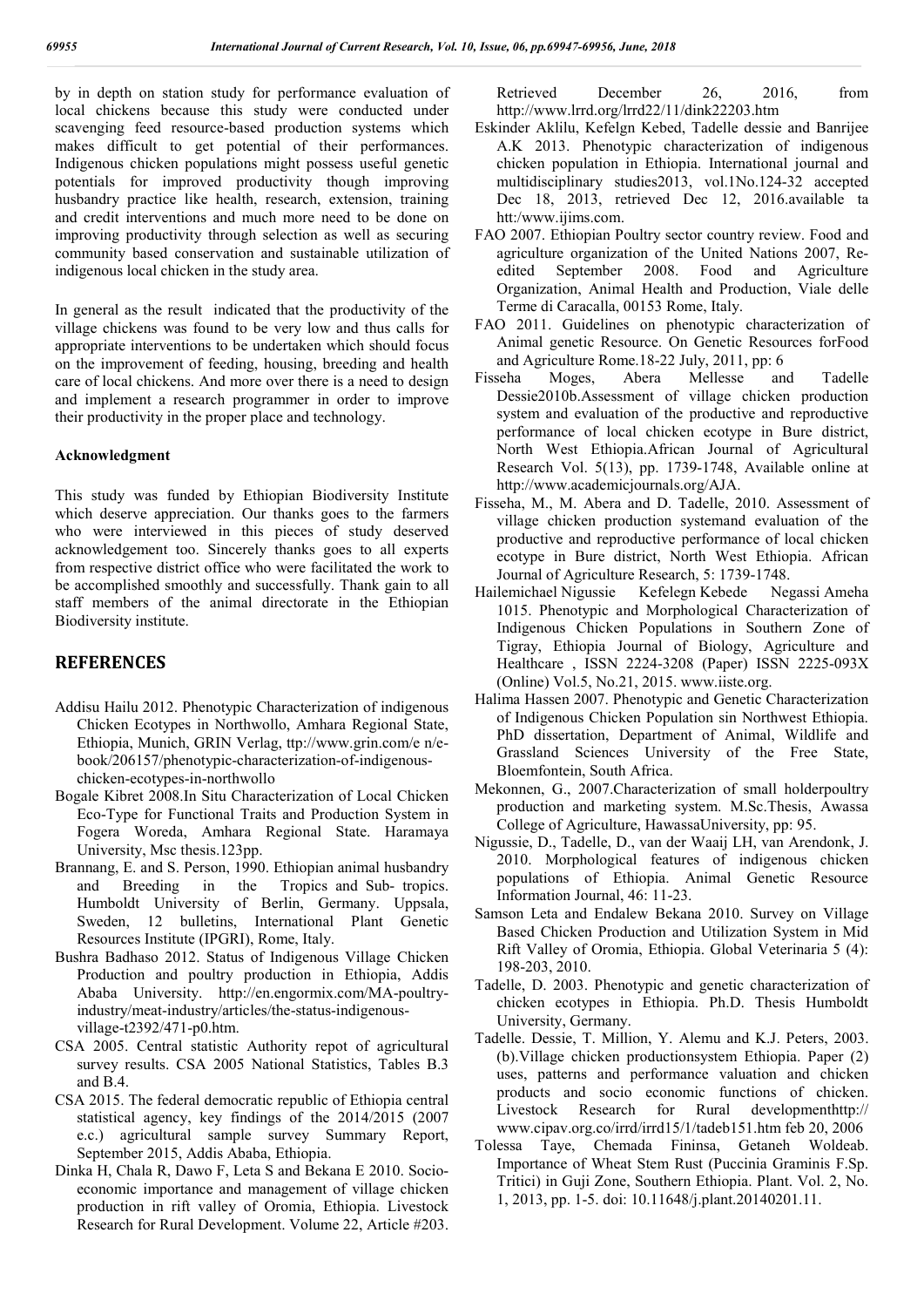by in depth on station study for performance evaluation of local chickens because this study were conducted under scavenging feed resource-based production systems which makes difficult to get potential of their performances. Indigenous chicken populations might possess useful genetic potentials for improved productivity though improving husbandry practice like health, research, extension, training and credit interventions and much more need to be done on improving productivity through selection as well as securing community based conservation and sustainable utilization of indigenous local chicken in the study area.

In general as the result indicated that the productivity of the village chickens was found to be very low and thus calls for appropriate interventions to be undertaken which should focus on the improvement of feeding, housing, breeding and health care of local chickens. And more over there is a need to design and implement a research programmer in order to improve their productivity in the proper place and technology.

**Acknowledgment**

This study was funded by Ethiopian Biodiversity Institute which deserve appreciation. Our thanks goes to the farmers who were interviewed in this pieces of study deserved acknowledgement too. Sincerely thanks goes to all experts from respective district office who were facilitated the work to be accomplished smoothly and successfully. Thank gain to all staff members of the animal directorate in the Ethiopian Biodiversity institute.

## REFERENCES

- Addisu Hailu 2012. Phenotypic Characterization of indigenous Chicken Ecotypes in Northwollo, Amhara Regional State, Ethiopia, Munich, GRIN Verlag, ttp://www.grin.com/e n/e-book/206157/phenotypic-characterization-of-indigenous-chicken-ecotypes-in-northwollo
- Bogale Kibret 2008.In Situ Characterization of Local Chicken Eco-Type for Functional Traits and Production System in Fogera Woreda, Amhara Regional State. Haramaya University, Msc thesis.123pp.
- Brannang, E. and S. Person, 1990. Ethiopian animal husbandry and Breeding in the Tropics and Sub- tropics. Humboldt University of Berlin, Germany. Uppsala, Sweden, 12 bulletins, International Plant Genetic Resources Institute (IPGRI), Rome, Italy.
- Bushra Badhaso 2012. Status of Indigenous Village Chicken Production and poultry production in Ethiopia, Addis Ababa University. http://en.engormix.com/MA-poultry-industry/meat-industry/articles/the-status-indigenous-village-t2392/471-p0.htm.
- CSA 2005. Central statistic Authority repot of agricultural survey results. CSA 2005 National Statistics, Tables B.3 and B.4.
- CSA 2015. The federal democratic republic of Ethiopia central statistical agency, key findings of the 2014/2015 (2007 e.c.) agricultural sample survey Summary Report, September 2015, Addis Ababa, Ethiopia.
- Dinka H, Chala R, Dawo F, Leta S and Bekana E 2010. Socio-economic importance and management of village chicken production in rift valley of Oromia, Ethiopia. Livestock Research for Rural Development. Volume 22, Article #203. Retrieved December 26, 2016, from http://www.lrrd.org/lrrd22/11/dink22203.htm
- Eskinder Aklilu, Kefelgn Kebed, Tadelle dessie and Banrijee A.K 2013. Phenotypic characterization of indigenous chicken population in Ethiopia. International journal and multidisciplinary studies2013, vol.1No.124-32 accepted Dec 18, 2013, retrieved Dec 12, 2016.available ta htt:/www.ijims.com.
- FAO 2007. Ethiopian Poultry sector country review. Food and agriculture organization of the United Nations 2007, Re-edited September 2008. Food and Agriculture Organization, Animal Health and Production, Viale delle Terme di Caracalla, 00153 Rome, Italy.
- FAO 2011. Guidelines on phenotypic characterization of Animal genetic Resource. On Genetic Resources forFood and Agriculture Rome.18-22 July, 2011, pp: 6
- Fisseha Moges, Abera Mellesse and Tadelle Dessie2010b.Assessment of village chicken production system and evaluation of the productive and reproductive performance of local chicken ecotype in Bure district, North West Ethiopia.African Journal of Agricultural Research Vol. 5(13), pp. 1739-1748, Available online at http://www.academicjournals.org/AJA.
- Fisseha, M., M. Abera and D. Tadelle, 2010. Assessment of village chicken production systemand evaluation of the productive and reproductive performance of local chicken ecotype in Bure district, North West Ethiopia. African Journal of Agriculture Research, 5: 1739-1748.
- Hailemichael Nigussie Kefelegn Kebede Negassi Ameha 1015. Phenotypic and Morphological Characterization of Indigenous Chicken Populations in Southern Zone of Tigray, Ethiopia Journal of Biology, Agriculture and Healthcare , ISSN 2224-3208 (Paper) ISSN 2225-093X (Online) Vol.5, No.21, 2015. www.iiste.org.
- Halima Hassen 2007. Phenotypic and Genetic Characterization of Indigenous Chicken Population sin Northwest Ethiopia. PhD dissertation, Department of Animal, Wildlife and Grassland Sciences University of the Free State, Bloemfontein, South Africa.
- Mekonnen, G., 2007.Characterization of small holderpoultry production and marketing system. M.Sc.Thesis, Awassa College of Agriculture, HawassaUniversity, pp: 95.
- Nigussie, D., Tadelle, D., van der Waaij LH, van Arendonk, J. 2010. Morphological features of indigenous chicken populations of Ethiopia. Animal Genetic Resource Information Journal, 46: 11-23.
- Samson Leta and Endalew Bekana 2010. Survey on Village Based Chicken Production and Utilization System in Mid Rift Valley of Oromia, Ethiopia. Global Veterinaria 5 (4): 198-203, 2010.
- Tadelle, D. 2003. Phenotypic and genetic characterization of chicken ecotypes in Ethiopia. Ph.D. Thesis Humboldt University, Germany.
- Tadelle. Dessie, T. Million, Y. Alemu and K.J. Peters, 2003. (b).Village chicken productionsystem Ethiopia. Paper (2) uses, patterns and performance valuation and chicken products and socio economic functions of chicken. Livestock Research for Rural developmenthttp:// www.cipav.org.co/irrd/irrd15/1/tadeb151.htm feb 20, 2006
- Tolessa Taye, Chemada Fininsa, Getaneh Woldeab. Importance of Wheat Stem Rust (Puccinia Graminis F.Sp. Tritici) in Guji Zone, Southern Ethiopia. Plant. Vol. 2, No. 1, 2013, pp. 1-5. doi: 10.11648/j.plant.20140201.11.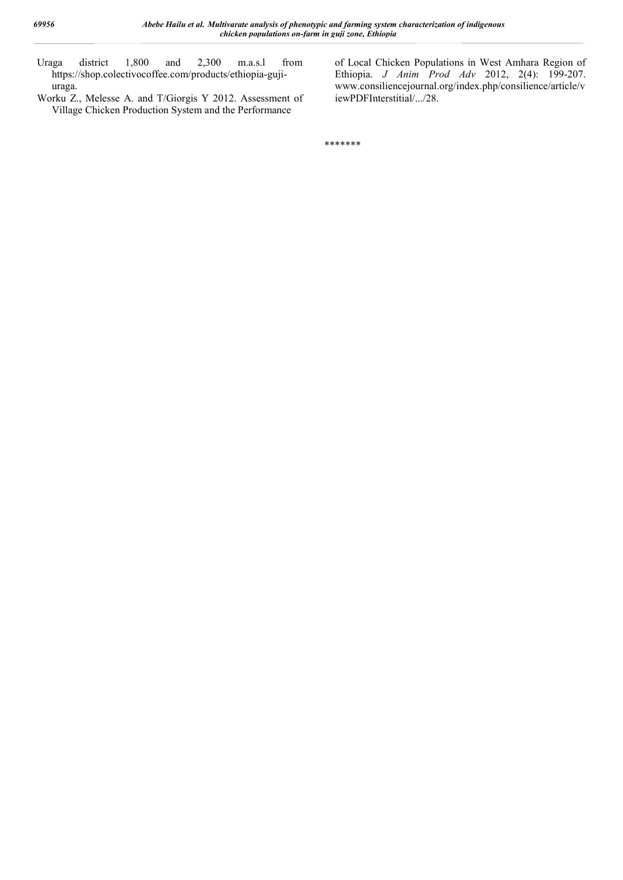Uraga district 1,800 and 2,300 m.a.s.l from https://shop.colectivocoffee.com/products/ethiopia-guji-uraga.

Worku Z., Melesse A. and T/Giorgis Y 2012. Assessment of Village Chicken Production System and the Performance of Local Chicken Populations in West Amhara Region of Ethiopia. *J Anim Prod Adv* 2012, 2(4): 199-207. www.consiliencejournal.org/index.php/consilience/article/viewPDFInterstitial/.../28.

*******